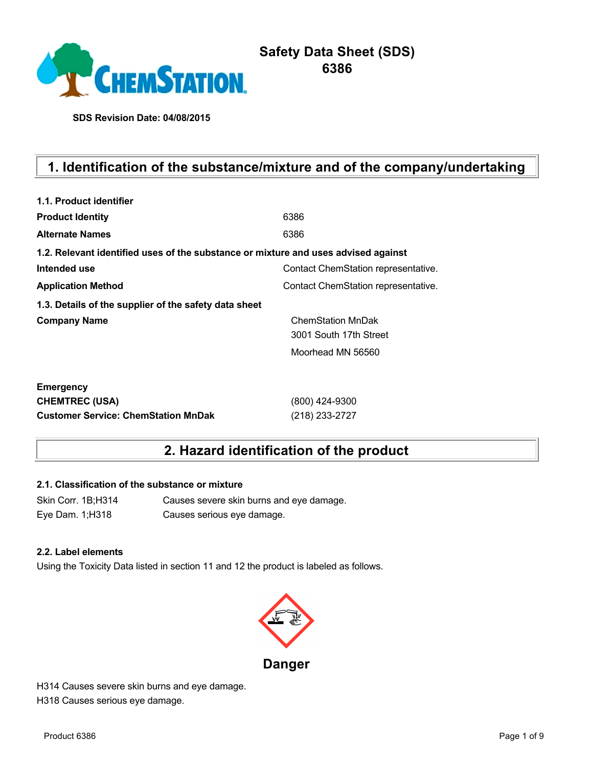# Safety Data Sheet (SDS)
# 6386

**SDS Revision Date: 04/08/2015**

## 1. Identification of the substance/mixture and of the company/undertaking

**1.1. Product identifier**

| | |
|---|---|
| **Product Identity** | 6386 |
| **Alternate Names** | 6386 |

**1.2. Relevant identified uses of the substance or mixture and uses advised against**

| | |
|---|---|
| **Intended use** | Contact ChemStation representative. |
| **Application Method** | Contact ChemStation representative. |

**1.3. Details of the supplier of the safety data sheet**

| | |
|---|---|
| **Company Name** | ChemStation MnDak<br>3001 South 17th Street<br>Moorhead MN 56560 |

**Emergency**

| | |
|---|---|
| **CHEMTREC (USA)** | (800) 424-9300 |
| **Customer Service: ChemStation MnDak** | (218) 233-2727 |

## 2. Hazard identification of the product

**2.1. Classification of the substance or mixture**

| | |
|---|---|
| Skin Corr. 1B;H314 | Causes severe skin burns and eye damage. |
| Eye Dam. 1;H318 | Causes serious eye damage. |

**2.2. Label elements**

Using the Toxicity Data listed in section 11 and 12 the product is labeled as follows.

**Danger**

H314 Causes severe skin burns and eye damage.
H318 Causes serious eye damage.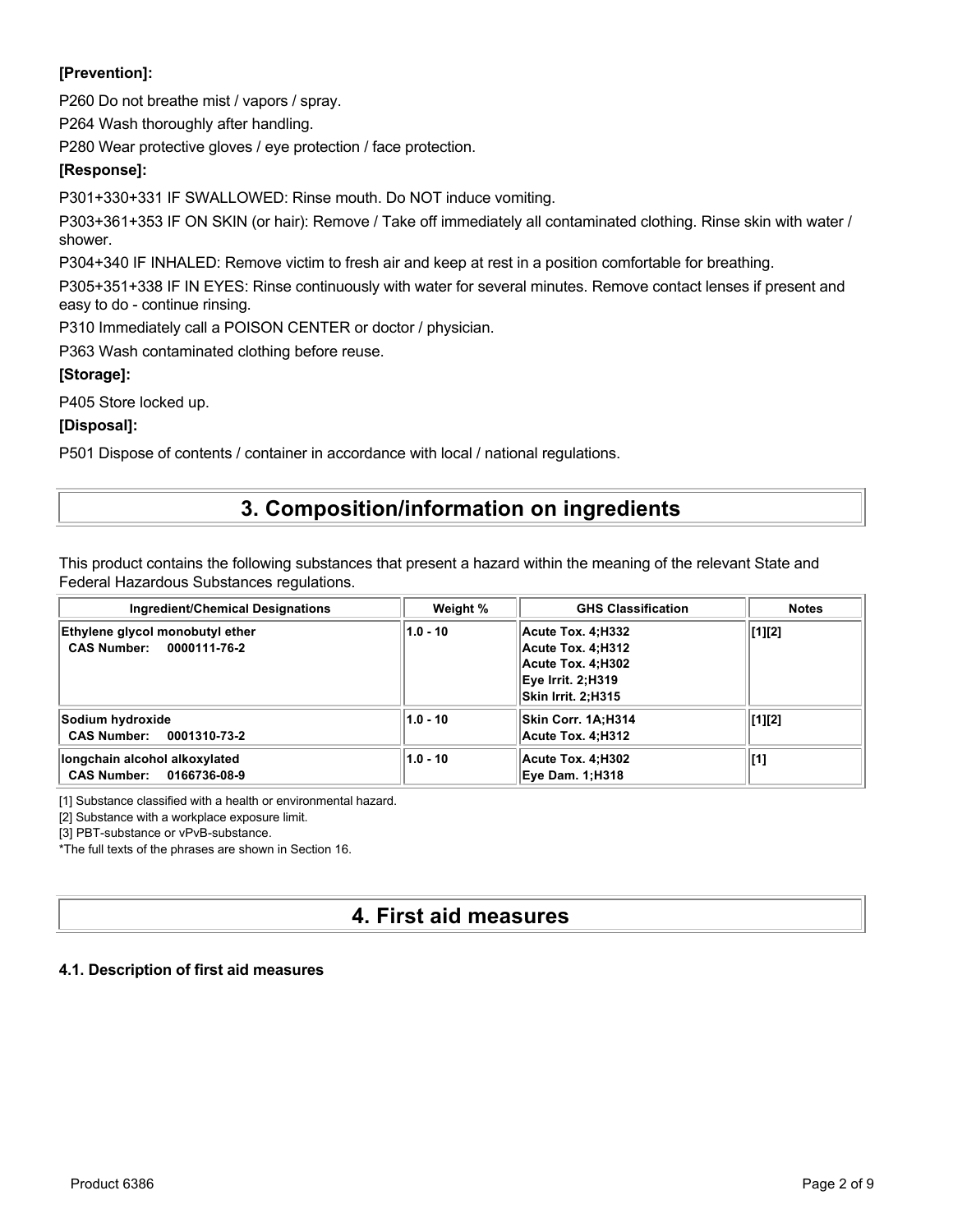**[Prevention]:**

P260 Do not breathe mist / vapors / spray.

P264 Wash thoroughly after handling.

P280 Wear protective gloves / eye protection / face protection.

**[Response]:**

P301+330+331 IF SWALLOWED: Rinse mouth. Do NOT induce vomiting.

P303+361+353 IF ON SKIN (or hair): Remove / Take off immediately all contaminated clothing. Rinse skin with water / shower.

P304+340 IF INHALED: Remove victim to fresh air and keep at rest in a position comfortable for breathing.

P305+351+338 IF IN EYES: Rinse continuously with water for several minutes. Remove contact lenses if present and easy to do - continue rinsing.

P310 Immediately call a POISON CENTER or doctor / physician.

P363 Wash contaminated clothing before reuse.

**[Storage]:**

P405 Store locked up.

**[Disposal]:**

P501 Dispose of contents / container in accordance with local / national regulations.

# 3. Composition/information on ingredients

This product contains the following substances that present a hazard within the meaning of the relevant State and Federal Hazardous Substances regulations.

| Ingredient/Chemical Designations | Weight % | GHS Classification | Notes |
|---|---|---|---|
| **Ethylene glycol monobutyl ether**<br>**CAS Number: 0000111-76-2** | 1.0 - 10 | Acute Tox. 4;H332<br>Acute Tox. 4;H312<br>Acute Tox. 4;H302<br>Eye Irrit. 2;H319<br>Skin Irrit. 2;H315 | [1][2] |
| **Sodium hydroxide**<br>**CAS Number: 0001310-73-2** | 1.0 - 10 | Skin Corr. 1A;H314<br>Acute Tox. 4;H312 | [1][2] |
| **longchain alcohol alkoxylated**<br>**CAS Number: 0166736-08-9** | 1.0 - 10 | Acute Tox. 4;H302<br>Eye Dam. 1;H318 | [1] |

[1] Substance classified with a health or environmental hazard.

[2] Substance with a workplace exposure limit.

[3] PBT-substance or vPvB-substance.

*The full texts of the phrases are shown in Section 16.

# 4. First aid measures

### 4.1. Description of first aid measures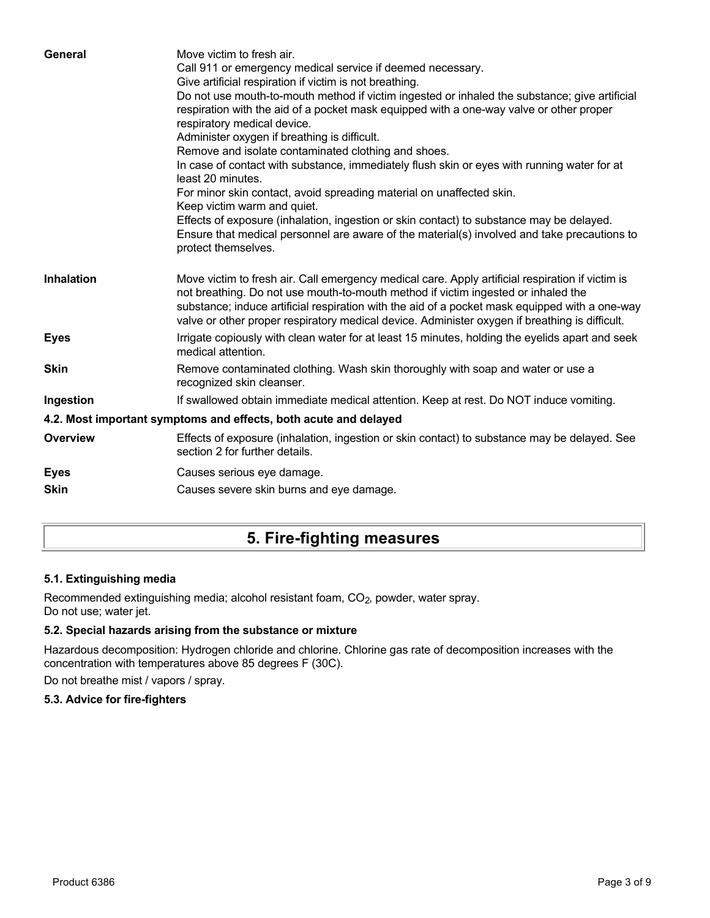| | |
|---|---|
| **General** | Move victim to fresh air.<br>Call 911 or emergency medical service if deemed necessary.<br>Give artificial respiration if victim is not breathing.<br>Do not use mouth-to-mouth method if victim ingested or inhaled the substance; give artificial respiration with the aid of a pocket mask equipped with a one-way valve or other proper respiratory medical device.<br>Administer oxygen if breathing is difficult.<br>Remove and isolate contaminated clothing and shoes.<br>In case of contact with substance, immediately flush skin or eyes with running water for at least 20 minutes.<br>For minor skin contact, avoid spreading material on unaffected skin.<br>Keep victim warm and quiet.<br>Effects of exposure (inhalation, ingestion or skin contact) to substance may be delayed.<br>Ensure that medical personnel are aware of the material(s) involved and take precautions to protect themselves. |
| **Inhalation** | Move victim to fresh air. Call emergency medical care. Apply artificial respiration if victim is not breathing. Do not use mouth-to-mouth method if victim ingested or inhaled the substance; induce artificial respiration with the aid of a pocket mask equipped with a one-way valve or other proper respiratory medical device. Administer oxygen if breathing is difficult. |
| **Eyes** | Irrigate copiously with clean water for at least 15 minutes, holding the eyelids apart and seek medical attention. |
| **Skin** | Remove contaminated clothing. Wash skin thoroughly with soap and water or use a recognized skin cleanser. |
| **Ingestion** | If swallowed obtain immediate medical attention. Keep at rest. Do NOT induce vomiting. |

### 4.2. Most important symptoms and effects, both acute and delayed

| | |
|---|---|
| **Overview** | Effects of exposure (inhalation, ingestion or skin contact) to substance may be delayed. See section 2 for further details. |
| **Eyes** | Causes serious eye damage. |
| **Skin** | Causes severe skin burns and eye damage. |

## 5. Fire-fighting measures

### 5.1. Extinguishing media

Recommended extinguishing media; alcohol resistant foam, $CO_2$, powder, water spray.
Do not use; water jet.

### 5.2. Special hazards arising from the substance or mixture

Hazardous decomposition: Hydrogen chloride and chlorine. Chlorine gas rate of decomposition increases with the concentration with temperatures above 85 degrees F (30C).

Do not breathe mist / vapors / spray.

### 5.3. Advice for fire-fighters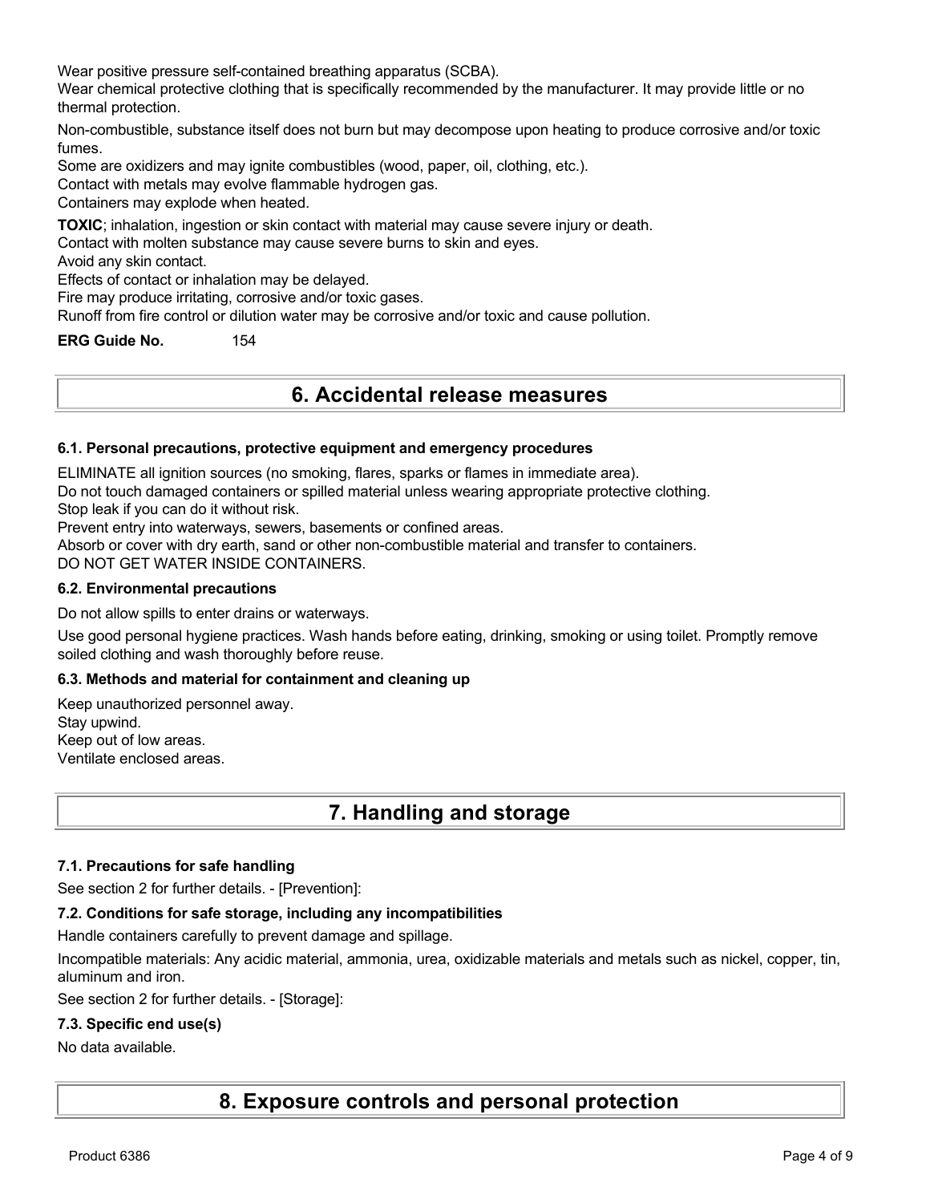Wear positive pressure self-contained breathing apparatus (SCBA).
Wear chemical protective clothing that is specifically recommended by the manufacturer. It may provide little or no thermal protection.

Non-combustible, substance itself does not burn but may decompose upon heating to produce corrosive and/or toxic fumes.
Some are oxidizers and may ignite combustibles (wood, paper, oil, clothing, etc.).
Contact with metals may evolve flammable hydrogen gas.
Containers may explode when heated.

**TOXIC**; inhalation, ingestion or skin contact with material may cause severe injury or death.
Contact with molten substance may cause severe burns to skin and eyes.
Avoid any skin contact.
Effects of contact or inhalation may be delayed.
Fire may produce irritating, corrosive and/or toxic gases.
Runoff from fire control or dilution water may be corrosive and/or toxic and cause pollution.

**ERG Guide No.** 154

# 6. Accidental release measures

### 6.1. Personal precautions, protective equipment and emergency procedures

ELIMINATE all ignition sources (no smoking, flares, sparks or flames in immediate area).
Do not touch damaged containers or spilled material unless wearing appropriate protective clothing.
Stop leak if you can do it without risk.
Prevent entry into waterways, sewers, basements or confined areas.
Absorb or cover with dry earth, sand or other non-combustible material and transfer to containers.
DO NOT GET WATER INSIDE CONTAINERS.

### 6.2. Environmental precautions

Do not allow spills to enter drains or waterways.

Use good personal hygiene practices. Wash hands before eating, drinking, smoking or using toilet. Promptly remove soiled clothing and wash thoroughly before reuse.

### 6.3. Methods and material for containment and cleaning up

Keep unauthorized personnel away.
Stay upwind.
Keep out of low areas.
Ventilate enclosed areas.

# 7. Handling and storage

### 7.1. Precautions for safe handling

See section 2 for further details. - [Prevention]:

### 7.2. Conditions for safe storage, including any incompatibilities

Handle containers carefully to prevent damage and spillage.

Incompatible materials: Any acidic material, ammonia, urea, oxidizable materials and metals such as nickel, copper, tin, aluminum and iron.

See section 2 for further details. - [Storage]:

### 7.3. Specific end use(s)

No data available.

# 8. Exposure controls and personal protection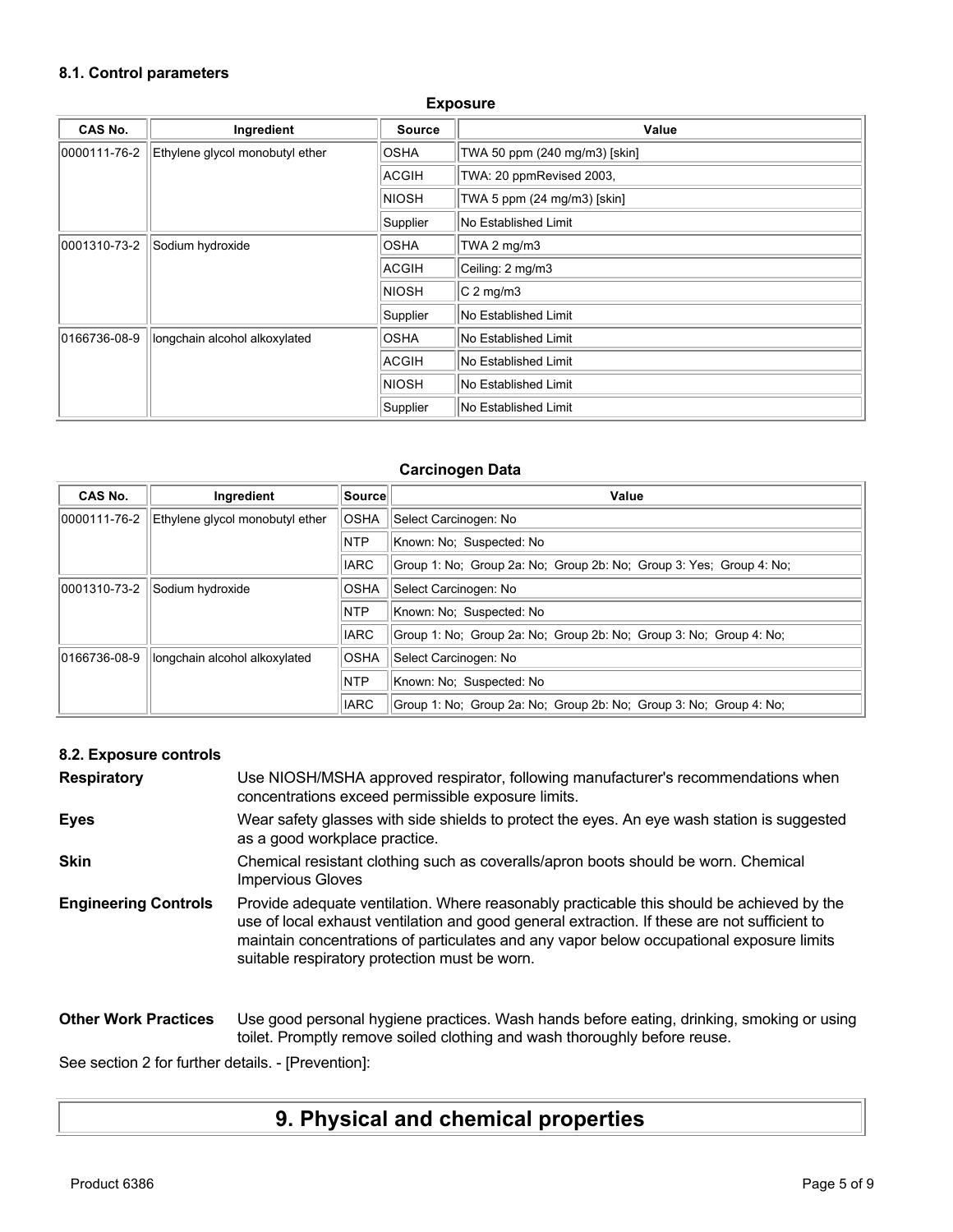### 8.1. Control parameters

**Exposure**

| CAS No. | Ingredient | Source | Value |
| --- | --- | --- | --- |
| 0000111-76-2 | Ethylene glycol monobutyl ether | OSHA | TWA 50 ppm (240 mg/m3) [skin] |
| | | ACGIH | TWA: 20 ppmRevised 2003, |
| | | NIOSH | TWA 5 ppm (24 mg/m3) [skin] |
| | | Supplier | No Established Limit |
| 0001310-73-2 | Sodium hydroxide | OSHA | TWA 2 mg/m3 |
| | | ACGIH | Ceiling: 2 mg/m3 |
| | | NIOSH | C 2 mg/m3 |
| | | Supplier | No Established Limit |
| 0166736-08-9 | longchain alcohol alkoxylated | OSHA | No Established Limit |
| | | ACGIH | No Established Limit |
| | | NIOSH | No Established Limit |
| | | Supplier | No Established Limit |

**Carcinogen Data**

| CAS No. | Ingredient | Source | Value |
| --- | --- | --- | --- |
| 0000111-76-2 | Ethylene glycol monobutyl ether | OSHA | Select Carcinogen: No |
| | | NTP | Known: No; Suspected: No |
| | | IARC | Group 1: No; Group 2a: No; Group 2b: No; Group 3: Yes; Group 4: No; |
| 0001310-73-2 | Sodium hydroxide | OSHA | Select Carcinogen: No |
| | | NTP | Known: No; Suspected: No |
| | | IARC | Group 1: No; Group 2a: No; Group 2b: No; Group 3: No; Group 4: No; |
| 0166736-08-9 | longchain alcohol alkoxylated | OSHA | Select Carcinogen: No |
| | | NTP | Known: No; Suspected: No |
| | | IARC | Group 1: No; Group 2a: No; Group 2b: No; Group 3: No; Group 4: No; |

### 8.2. Exposure controls

**Respiratory** Use NIOSH/MSHA approved respirator, following manufacturer's recommendations when concentrations exceed permissible exposure limits.

**Eyes** Wear safety glasses with side shields to protect the eyes. An eye wash station is suggested as a good workplace practice.

**Skin** Chemical resistant clothing such as coveralls/apron boots should be worn. Chemical Impervious Gloves

**Engineering Controls** Provide adequate ventilation. Where reasonably practicable this should be achieved by the use of local exhaust ventilation and good general extraction. If these are not sufficient to maintain concentrations of particulates and any vapor below occupational exposure limits suitable respiratory protection must be worn.

**Other Work Practices** Use good personal hygiene practices. Wash hands before eating, drinking, smoking or using toilet. Promptly remove soiled clothing and wash thoroughly before reuse.

See section 2 for further details. - [Prevention]:

# 9. Physical and chemical properties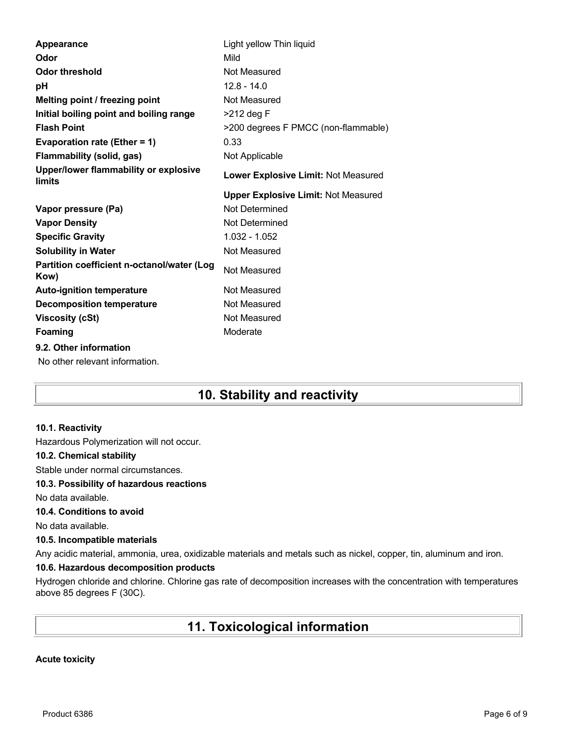| Property | Value |
| --- | --- |
| **Appearance** | Light yellow Thin liquid |
| **Odor** | Mild |
| **Odor threshold** | Not Measured |
| **pH** | 12.8 - 14.0 |
| **Melting point / freezing point** | Not Measured |
| **Initial boiling point and boiling range** | >212 deg F |
| **Flash Point** | >200 degrees F PMCC (non-flammable) |
| **Evaporation rate (Ether = 1)** | 0.33 |
| **Flammability (solid, gas)** | Not Applicable |
| **Upper/lower flammability or explosive limits** | **Lower Explosive Limit:** Not Measured |
| | **Upper Explosive Limit:** Not Measured |
| **Vapor pressure (Pa)** | Not Determined |
| **Vapor Density** | Not Determined |
| **Specific Gravity** | 1.032 - 1.052 |
| **Solubility in Water** | Not Measured |
| **Partition coefficient n-octanol/water (Log Kow)** | Not Measured |
| **Auto-ignition temperature** | Not Measured |
| **Decomposition temperature** | Not Measured |
| **Viscosity (cSt)** | Not Measured |
| **Foaming** | Moderate |

### 9.2. Other information

No other relevant information.

## 10. Stability and reactivity

### 10.1. Reactivity

Hazardous Polymerization will not occur.

### 10.2. Chemical stability

Stable under normal circumstances.

### 10.3. Possibility of hazardous reactions

No data available.

### 10.4. Conditions to avoid

No data available.

### 10.5. Incompatible materials

Any acidic material, ammonia, urea, oxidizable materials and metals such as nickel, copper, tin, aluminum and iron.

### 10.6. Hazardous decomposition products

Hydrogen chloride and chlorine. Chlorine gas rate of decomposition increases with the concentration with temperatures above 85 degrees F (30C).

## 11. Toxicological information

**Acute toxicity**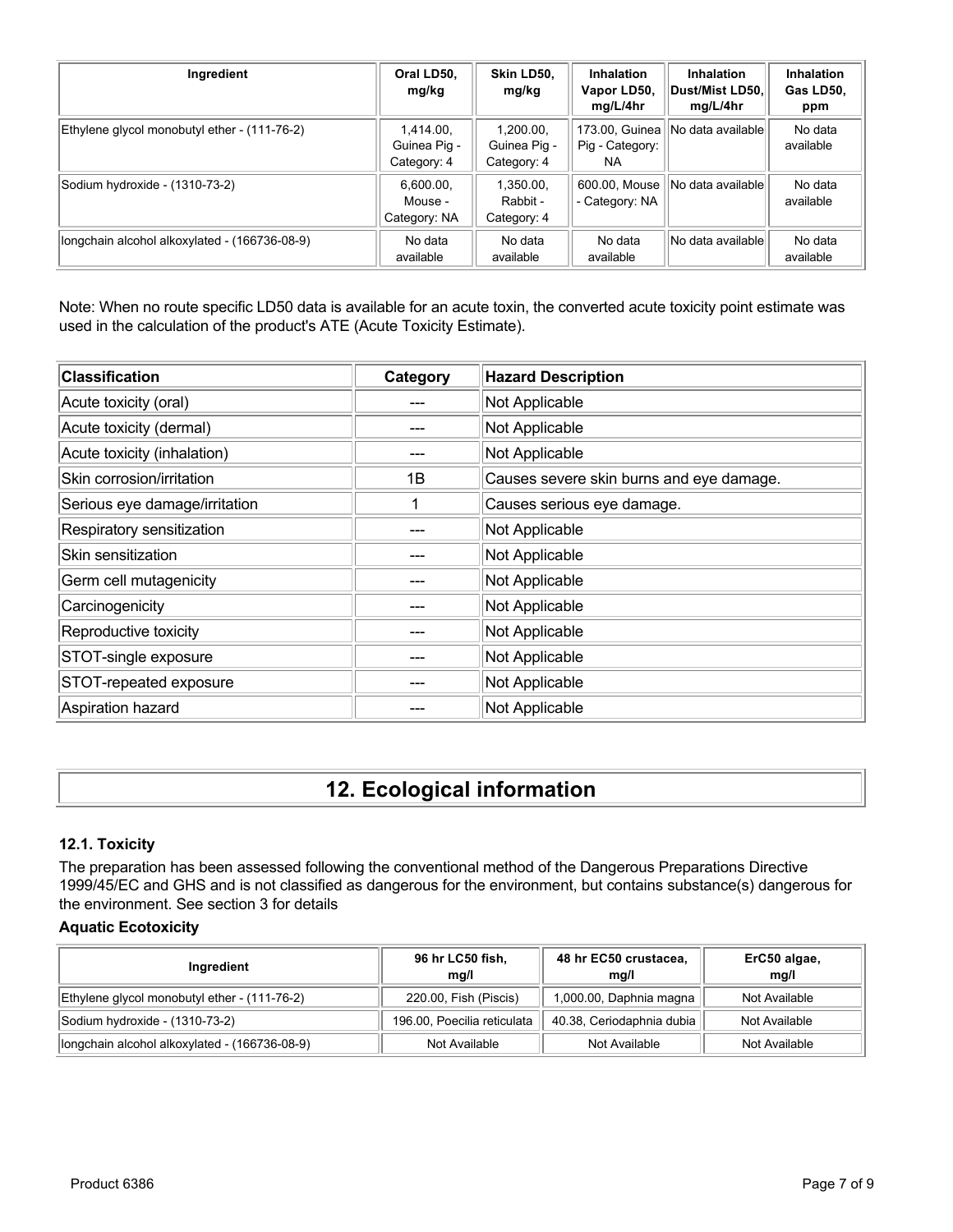| Ingredient | Oral LD50, mg/kg | Skin LD50, mg/kg | Inhalation Vapor LD50, mg/L/4hr | Inhalation Dust/Mist LD50, mg/L/4hr | Inhalation Gas LD50, ppm |
|---|---|---|---|---|---|
| Ethylene glycol monobutyl ether - (111-76-2) | 1,414.00, Guinea Pig - Category: 4 | 1,200.00, Guinea Pig - Category: 4 | 173.00, Guinea Pig - Category: NA | No data available | No data available |
| Sodium hydroxide - (1310-73-2) | 6,600.00, Mouse - Category: NA | 1,350.00, Rabbit - Category: 4 | 600.00, Mouse - Category: NA | No data available | No data available |
| longchain alcohol alkoxylated - (166736-08-9) | No data available | No data available | No data available | No data available | No data available |

Note: When no route specific LD50 data is available for an acute toxin, the converted acute toxicity point estimate was used in the calculation of the product's ATE (Acute Toxicity Estimate).

| Classification | Category | Hazard Description |
|---|---|---|
| Acute toxicity (oral) | --- | Not Applicable |
| Acute toxicity (dermal) | --- | Not Applicable |
| Acute toxicity (inhalation) | --- | Not Applicable |
| Skin corrosion/irritation | 1B | Causes severe skin burns and eye damage. |
| Serious eye damage/irritation | 1 | Causes serious eye damage. |
| Respiratory sensitization | --- | Not Applicable |
| Skin sensitization | --- | Not Applicable |
| Germ cell mutagenicity | --- | Not Applicable |
| Carcinogenicity | --- | Not Applicable |
| Reproductive toxicity | --- | Not Applicable |
| STOT-single exposure | --- | Not Applicable |
| STOT-repeated exposure | --- | Not Applicable |
| Aspiration hazard | --- | Not Applicable |

# 12. Ecological information

### 12.1. Toxicity

The preparation has been assessed following the conventional method of the Dangerous Preparations Directive 1999/45/EC and GHS and is not classified as dangerous for the environment, but contains substance(s) dangerous for the environment. See section 3 for details

### Aquatic Ecotoxicity

| Ingredient | 96 hr LC50 fish, mg/l | 48 hr EC50 crustacea, mg/l | ErC50 algae, mg/l |
|---|---|---|---|
| Ethylene glycol monobutyl ether - (111-76-2) | 220.00, Fish (Piscis) | 1,000.00, Daphnia magna | Not Available |
| Sodium hydroxide - (1310-73-2) | 196.00, Poecilia reticulata | 40.38, Ceriodaphnia dubia | Not Available |
| longchain alcohol alkoxylated - (166736-08-9) | Not Available | Not Available | Not Available |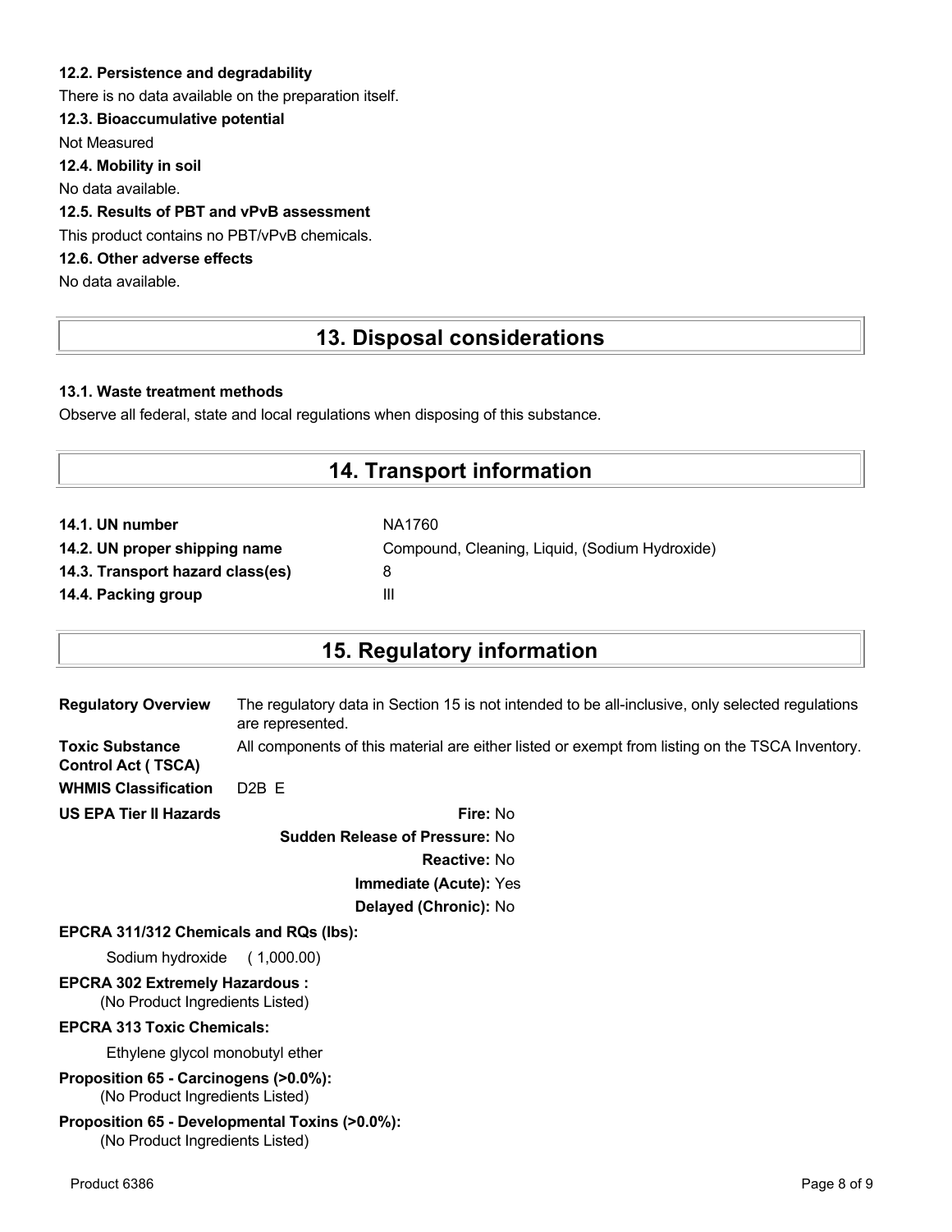### 12.2. Persistence and degradability

There is no data available on the preparation itself.

### 12.3. Bioaccumulative potential

Not Measured

### 12.4. Mobility in soil

No data available.

### 12.5. Results of PBT and vPvB assessment

This product contains no PBT/vPvB chemicals.

### 12.6. Other adverse effects

No data available.

## 13. Disposal considerations

### 13.1. Waste treatment methods

Observe all federal, state and local regulations when disposing of this substance.

## 14. Transport information

| | |
|---|---|
| **14.1. UN number** | NA1760 |
| **14.2. UN proper shipping name** | Compound, Cleaning, Liquid, (Sodium Hydroxide) |
| **14.3. Transport hazard class(es)** | 8 |
| **14.4. Packing group** | III |

## 15. Regulatory information

**Regulatory Overview** The regulatory data in Section 15 is not intended to be all-inclusive, only selected regulations are represented.

**Toxic Substance Control Act ( TSCA)** All components of this material are either listed or exempt from listing on the TSCA Inventory.

**WHMIS Classification** D2B E

**US EPA Tier II Hazards**

- **Fire:** No
- **Sudden Release of Pressure:** No
- **Reactive:** No
- **Immediate (Acute):** Yes
- **Delayed (Chronic):** No

**EPCRA 311/312 Chemicals and RQs (lbs):**

Sodium hydroxide ( 1,000.00)

**EPCRA 302 Extremely Hazardous :**

(No Product Ingredients Listed)

**EPCRA 313 Toxic Chemicals:**

Ethylene glycol monobutyl ether

**Proposition 65 - Carcinogens (>0.0%):**

(No Product Ingredients Listed)

**Proposition 65 - Developmental Toxins (>0.0%):**

(No Product Ingredients Listed)

Product 6386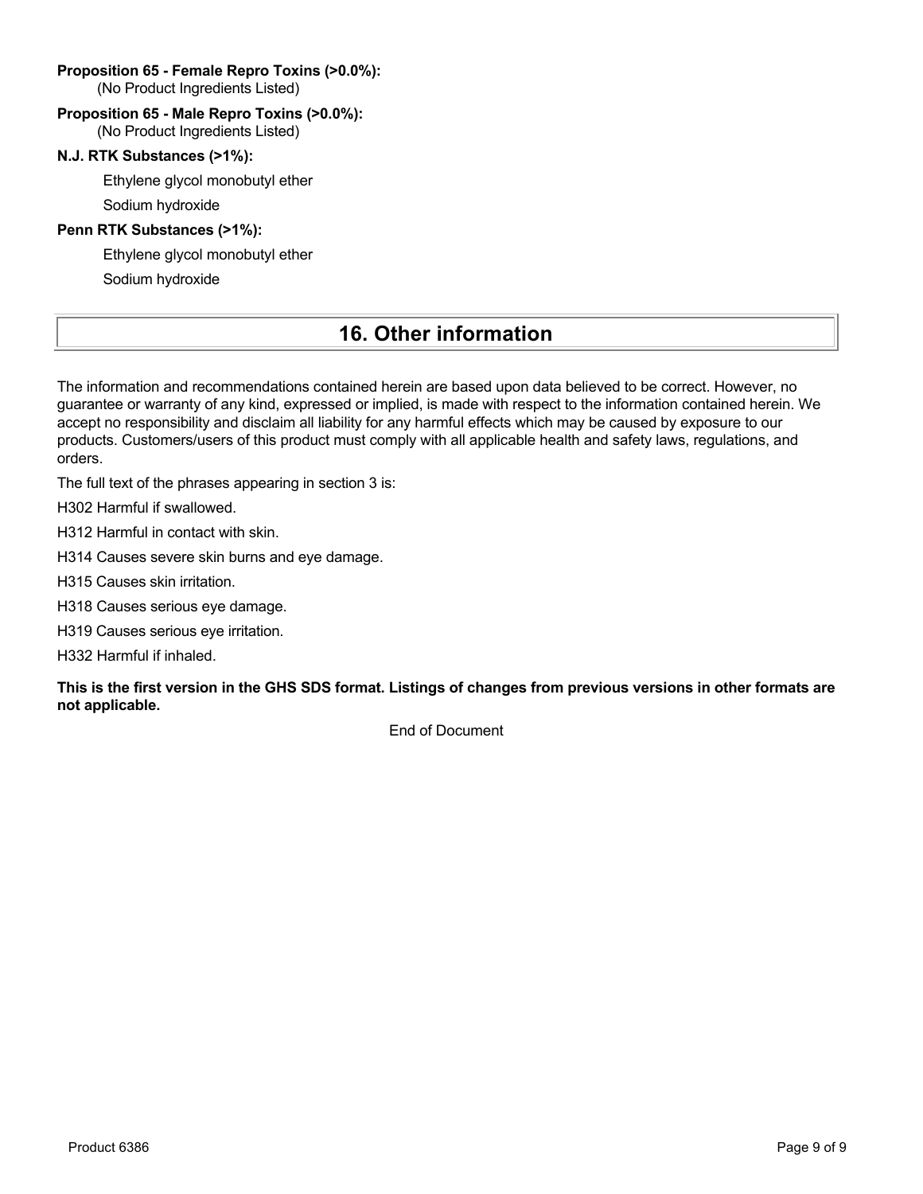**Proposition 65 - Female Repro Toxins (>0.0%):**
(No Product Ingredients Listed)

**Proposition 65 - Male Repro Toxins (>0.0%):**
(No Product Ingredients Listed)

**N.J. RTK Substances (>1%):**

Ethylene glycol monobutyl ether

Sodium hydroxide

**Penn RTK Substances (>1%):**

Ethylene glycol monobutyl ether

Sodium hydroxide

## 16. Other information

The information and recommendations contained herein are based upon data believed to be correct. However, no guarantee or warranty of any kind, expressed or implied, is made with respect to the information contained herein. We accept no responsibility and disclaim all liability for any harmful effects which may be caused by exposure to our products. Customers/users of this product must comply with all applicable health and safety laws, regulations, and orders.

The full text of the phrases appearing in section 3 is:

H302 Harmful if swallowed.

H312 Harmful in contact with skin.

H314 Causes severe skin burns and eye damage.

H315 Causes skin irritation.

H318 Causes serious eye damage.

H319 Causes serious eye irritation.

H332 Harmful if inhaled.

**This is the first version in the GHS SDS format. Listings of changes from previous versions in other formats are not applicable.**

End of Document